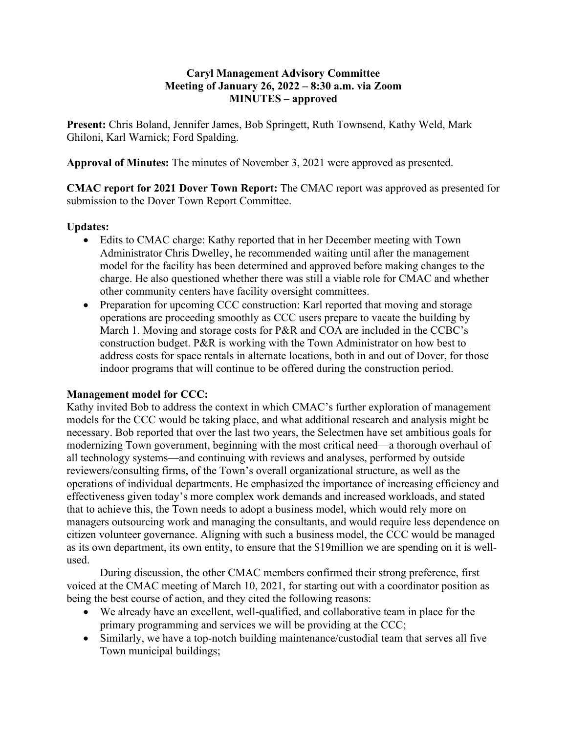**Caryl Management Advisory Committee**
**Meeting of January 26, 2022 – 8:30 a.m. via Zoom**
**MINUTES – approved**

**Present:** Chris Boland, Jennifer James, Bob Springett, Ruth Townsend, Kathy Weld, Mark Ghiloni, Karl Warnick; Ford Spalding.

**Approval of Minutes:** The minutes of November 3, 2021 were approved as presented.

**CMAC report for 2021 Dover Town Report:** The CMAC report was approved as presented for submission to the Dover Town Report Committee.

**Updates:**

- Edits to CMAC charge: Kathy reported that in her December meeting with Town Administrator Chris Dwelley, he recommended waiting until after the management model for the facility has been determined and approved before making changes to the charge. He also questioned whether there was still a viable role for CMAC and whether other community centers have facility oversight committees.
- Preparation for upcoming CCC construction: Karl reported that moving and storage operations are proceeding smoothly as CCC users prepare to vacate the building by March 1. Moving and storage costs for P&R and COA are included in the CCBC's construction budget. P&R is working with the Town Administrator on how best to address costs for space rentals in alternate locations, both in and out of Dover, for those indoor programs that will continue to be offered during the construction period.

**Management model for CCC:**

Kathy invited Bob to address the context in which CMAC's further exploration of management models for the CCC would be taking place, and what additional research and analysis might be necessary. Bob reported that over the last two years, the Selectmen have set ambitious goals for modernizing Town government, beginning with the most critical need—a thorough overhaul of all technology systems—and continuing with reviews and analyses, performed by outside reviewers/consulting firms, of the Town's overall organizational structure, as well as the operations of individual departments. He emphasized the importance of increasing efficiency and effectiveness given today's more complex work demands and increased workloads, and stated that to achieve this, the Town needs to adopt a business model, which would rely more on managers outsourcing work and managing the consultants, and would require less dependence on citizen volunteer governance. Aligning with such a business model, the CCC would be managed as its own department, its own entity, to ensure that the $19million we are spending on it is well-used.

During discussion, the other CMAC members confirmed their strong preference, first voiced at the CMAC meeting of March 10, 2021, for starting out with a coordinator position as being the best course of action, and they cited the following reasons:

- We already have an excellent, well-qualified, and collaborative team in place for the primary programming and services we will be providing at the CCC;
- Similarly, we have a top-notch building maintenance/custodial team that serves all five Town municipal buildings;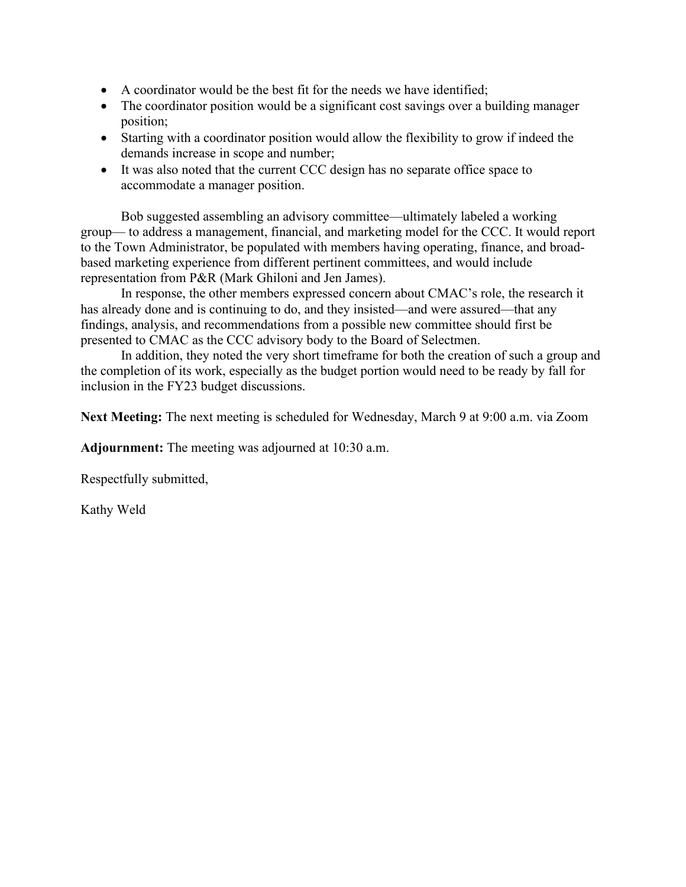- A coordinator would be the best fit for the needs we have identified;
- The coordinator position would be a significant cost savings over a building manager position;
- Starting with a coordinator position would allow the flexibility to grow if indeed the demands increase in scope and number;
- It was also noted that the current CCC design has no separate office space to accommodate a manager position.

Bob suggested assembling an advisory committee—ultimately labeled a working group— to address a management, financial, and marketing model for the CCC. It would report to the Town Administrator, be populated with members having operating, finance, and broad-based marketing experience from different pertinent committees, and would include representation from P&R (Mark Ghiloni and Jen James).

In response, the other members expressed concern about CMAC's role, the research it has already done and is continuing to do, and they insisted—and were assured—that any findings, analysis, and recommendations from a possible new committee should first be presented to CMAC as the CCC advisory body to the Board of Selectmen.

In addition, they noted the very short timeframe for both the creation of such a group and the completion of its work, especially as the budget portion would need to be ready by fall for inclusion in the FY23 budget discussions.

**Next Meeting:** The next meeting is scheduled for Wednesday, March 9 at 9:00 a.m. via Zoom

**Adjournment:** The meeting was adjourned at 10:30 a.m.

Respectfully submitted,

Kathy Weld